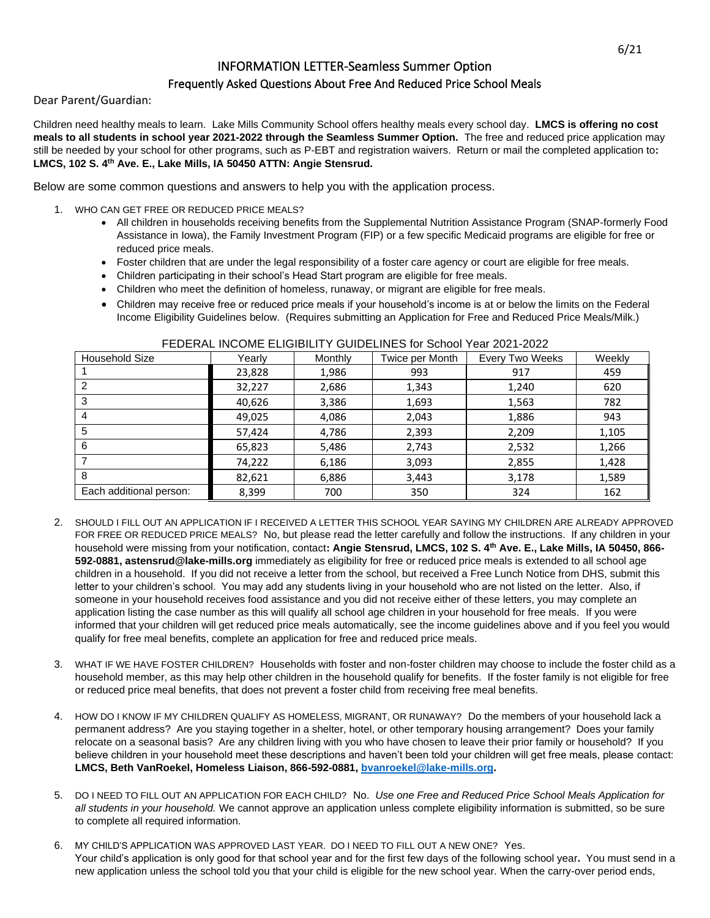6/21

# INFORMATION LETTER-Seamless Summer Option

## Frequently Asked Questions About Free And Reduced Price School Meals

Dear Parent/Guardian:

Children need healthy meals to learn. Lake Mills Community School offers healthy meals every school day. **LMCS is offering no cost meals to all students in school year 2021-2022 through the Seamless Summer Option.** The free and reduced price application may still be needed by your school for other programs, such as P-EBT and registration waivers. Return or mail the completed application to**: LMCS, 102 S. 4th Ave. E., Lake Mills, IA 50450 ATTN: Angie Stensrud.**

Below are some common questions and answers to help you with the application process.

1. WHO CAN GET FREE OR REDUCED PRICE MEALS?
   - All children in households receiving benefits from the Supplemental Nutrition Assistance Program (SNAP-formerly Food Assistance in Iowa), the Family Investment Program (FIP) or a few specific Medicaid programs are eligible for free or reduced price meals.
   - Foster children that are under the legal responsibility of a foster care agency or court are eligible for free meals.
   - Children participating in their school's Head Start program are eligible for free meals.
   - Children who meet the definition of homeless, runaway, or migrant are eligible for free meals.
   - Children may receive free or reduced price meals if your household's income is at or below the limits on the Federal Income Eligibility Guidelines below. (Requires submitting an Application for Free and Reduced Price Meals/Milk.)

FEDERAL INCOME ELIGIBILITY GUIDELINES for School Year 2021-2022

| Household Size | Yearly | Monthly | Twice per Month | Every Two Weeks | Weekly |
|---|---|---|---|---|---|
| 1 | 23,828 | 1,986 | 993 | 917 | 459 |
| 2 | 32,227 | 2,686 | 1,343 | 1,240 | 620 |
| 3 | 40,626 | 3,386 | 1,693 | 1,563 | 782 |
| 4 | 49,025 | 4,086 | 2,043 | 1,886 | 943 |
| 5 | 57,424 | 4,786 | 2,393 | 2,209 | 1,105 |
| 6 | 65,823 | 5,486 | 2,743 | 2,532 | 1,266 |
| 7 | 74,222 | 6,186 | 3,093 | 2,855 | 1,428 |
| 8 | 82,621 | 6,886 | 3,443 | 3,178 | 1,589 |
| Each additional person: | 8,399 | 700 | 350 | 324 | 162 |

2. SHOULD I FILL OUT AN APPLICATION IF I RECEIVED A LETTER THIS SCHOOL YEAR SAYING MY CHILDREN ARE ALREADY APPROVED FOR FREE OR REDUCED PRICE MEALS? No, but please read the letter carefully and follow the instructions. If any children in your household were missing from your notification, contact**: Angie Stensrud, LMCS, 102 S. 4th Ave. E., Lake Mills, IA 50450, 866-592-0881, astensrud@lake-mills.org** immediately as eligibility for free or reduced price meals is extended to all school age children in a household. If you did not receive a letter from the school, but received a Free Lunch Notice from DHS, submit this letter to your children's school. You may add any students living in your household who are not listed on the letter. Also, if someone in your household receives food assistance and you did not receive either of these letters, you may complete an application listing the case number as this will qualify all school age children in your household for free meals. If you were informed that your children will get reduced price meals automatically, see the income guidelines above and if you feel you would qualify for free meal benefits, complete an application for free and reduced price meals.

3. WHAT IF WE HAVE FOSTER CHILDREN? Households with foster and non-foster children may choose to include the foster child as a household member, as this may help other children in the household qualify for benefits. If the foster family is not eligible for free or reduced price meal benefits, that does not prevent a foster child from receiving free meal benefits.

4. HOW DO I KNOW IF MY CHILDREN QUALIFY AS HOMELESS, MIGRANT, OR RUNAWAY? Do the members of your household lack a permanent address? Are you staying together in a shelter, hotel, or other temporary housing arrangement? Does your family relocate on a seasonal basis? Are any children living with you who have chosen to leave their prior family or household? If you believe children in your household meet these descriptions and haven't been told your children will get free meals, please contact: **LMCS, Beth VanRoekel, Homeless Liaison, 866-592-0881, bvanroekel@lake-mills.org.**

5. DO I NEED TO FILL OUT AN APPLICATION FOR EACH CHILD? No. *Use one Free and Reduced Price School Meals Application for all students in your household.* We cannot approve an application unless complete eligibility information is submitted, so be sure to complete all required information.

6. MY CHILD'S APPLICATION WAS APPROVED LAST YEAR. DO I NEED TO FILL OUT A NEW ONE? Yes. Your child's application is only good for that school year and for the first few days of the following school year**.** You must send in a new application unless the school told you that your child is eligible for the new school year. When the carry-over period ends,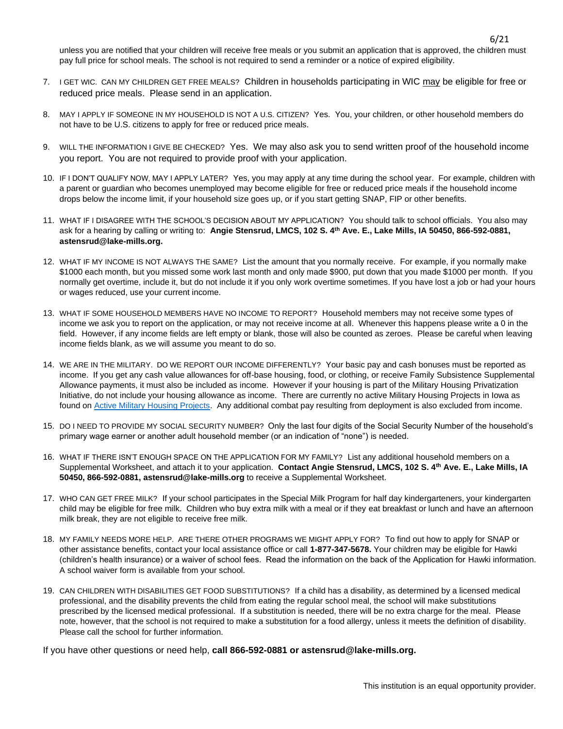unless you are notified that your children will receive free meals or you submit an application that is approved, the children must pay full price for school meals. The school is not required to send a reminder or a notice of expired eligibility.

7. I GET WIC. CAN MY CHILDREN GET FREE MEALS? Children in households participating in WIC may be eligible for free or reduced price meals. Please send in an application.

8. MAY I APPLY IF SOMEONE IN MY HOUSEHOLD IS NOT A U.S. CITIZEN? Yes. You, your children, or other household members do not have to be U.S. citizens to apply for free or reduced price meals.

9. WILL THE INFORMATION I GIVE BE CHECKED? Yes. We may also ask you to send written proof of the household income you report. You are not required to provide proof with your application.

10. IF I DON'T QUALIFY NOW, MAY I APPLY LATER? Yes, you may apply at any time during the school year. For example, children with a parent or guardian who becomes unemployed may become eligible for free or reduced price meals if the household income drops below the income limit, if your household size goes up, or if you start getting SNAP, FIP or other benefits.

11. WHAT IF I DISAGREE WITH THE SCHOOL'S DECISION ABOUT MY APPLICATION? You should talk to school officials. You also may ask for a hearing by calling or writing to: **Angie Stensrud, LMCS, 102 S. 4th Ave. E., Lake Mills, IA 50450, 866-592-0881, astensrud@lake-mills.org.**

12. WHAT IF MY INCOME IS NOT ALWAYS THE SAME? List the amount that you normally receive. For example, if you normally make $1000 each month, but you missed some work last month and only made $900, put down that you made $1000 per month. If you normally get overtime, include it, but do not include it if you only work overtime sometimes. If you have lost a job or had your hours or wages reduced, use your current income.

13. WHAT IF SOME HOUSEHOLD MEMBERS HAVE NO INCOME TO REPORT? Household members may not receive some types of income we ask you to report on the application, or may not receive income at all. Whenever this happens please write a 0 in the field. However, if any income fields are left empty or blank, those will also be counted as zeroes. Please be careful when leaving income fields blank, as we will assume you meant to do so.

14. WE ARE IN THE MILITARY. DO WE REPORT OUR INCOME DIFFERENTLY? Your basic pay and cash bonuses must be reported as income. If you get any cash value allowances for off-base housing, food, or clothing, or receive Family Subsistence Supplemental Allowance payments, it must also be included as income. However if your housing is part of the Military Housing Privatization Initiative, do not include your housing allowance as income. There are currently no active Military Housing Projects in Iowa as found on Active Military Housing Projects. Any additional combat pay resulting from deployment is also excluded from income.

15. DO I NEED TO PROVIDE MY SOCIAL SECURITY NUMBER? Only the last four digits of the Social Security Number of the household's primary wage earner or another adult household member (or an indication of "none") is needed.

16. WHAT IF THERE ISN'T ENOUGH SPACE ON THE APPLICATION FOR MY FAMILY? List any additional household members on a Supplemental Worksheet, and attach it to your application. **Contact Angie Stensrud, LMCS, 102 S. 4th Ave. E., Lake Mills, IA 50450, 866-592-0881, astensrud@lake-mills.org** to receive a Supplemental Worksheet.

17. WHO CAN GET FREE MILK? If your school participates in the Special Milk Program for half day kindergarteners, your kindergarten child may be eligible for free milk. Children who buy extra milk with a meal or if they eat breakfast or lunch and have an afternoon milk break, they are not eligible to receive free milk.

18. MY FAMILY NEEDS MORE HELP. ARE THERE OTHER PROGRAMS WE MIGHT APPLY FOR? To find out how to apply for SNAP or other assistance benefits, contact your local assistance office or call **1-877-347-5678.** Your children may be eligible for Hawki (children's health insurance) or a waiver of school fees. Read the information on the back of the Application for Hawki information. A school waiver form is available from your school.

19. CAN CHILDREN WITH DISABILITIES GET FOOD SUBSTITUTIONS? If a child has a disability, as determined by a licensed medical professional, and the disability prevents the child from eating the regular school meal, the school will make substitutions prescribed by the licensed medical professional. If a substitution is needed, there will be no extra charge for the meal. Please note, however, that the school is not required to make a substitution for a food allergy, unless it meets the definition of disability. Please call the school for further information.

If you have other questions or need help, **call 866-592-0881 or astensrud@lake-mills.org.**

This institution is an equal opportunity provider.